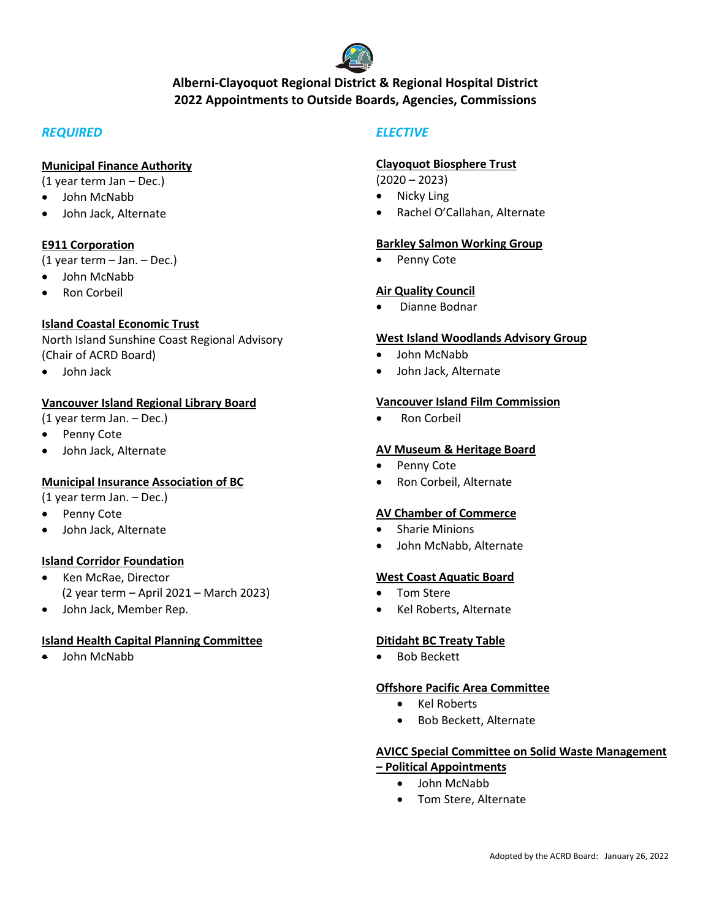# Alberni-Clayoquot Regional District & Regional Hospital District
## 2022 Appointments to Outside Boards, Agencies, Commissions

## *REQUIRED*

**Municipal Finance Authority**
(1 year term Jan – Dec.)
- John McNabb
- John Jack, Alternate

**E911 Corporation**
(1 year term – Jan. – Dec.)
- John McNabb
- Ron Corbeil

**Island Coastal Economic Trust**
North Island Sunshine Coast Regional Advisory (Chair of ACRD Board)
- John Jack

**Vancouver Island Regional Library Board**
(1 year term Jan. – Dec.)
- Penny Cote
- John Jack, Alternate

**Municipal Insurance Association of BC**
(1 year term Jan. – Dec.)
- Penny Cote
- John Jack, Alternate

**Island Corridor Foundation**
- Ken McRae, Director
  (2 year term – April 2021 – March 2023)
- John Jack, Member Rep.

**Island Health Capital Planning Committee**
- John McNabb

## *ELECTIVE*

**Clayoquot Biosphere Trust**
(2020 – 2023)
- Nicky Ling
- Rachel O'Callahan, Alternate

**Barkley Salmon Working Group**
- Penny Cote

**Air Quality Council**
- Dianne Bodnar

**West Island Woodlands Advisory Group**
- John McNabb
- John Jack, Alternate

**Vancouver Island Film Commission**
- Ron Corbeil

**AV Museum & Heritage Board**
- Penny Cote
- Ron Corbeil, Alternate

**AV Chamber of Commerce**
- Sharie Minions
- John McNabb, Alternate

**West Coast Aquatic Board**
- Tom Stere
- Kel Roberts, Alternate

**Ditidaht BC Treaty Table**
- Bob Beckett

**Offshore Pacific Area Committee**
- Kel Roberts
- Bob Beckett, Alternate

**AVICC Special Committee on Solid Waste Management – Political Appointments**
- John McNabb
- Tom Stere, Alternate

Adopted by the ACRD Board: January 26, 2022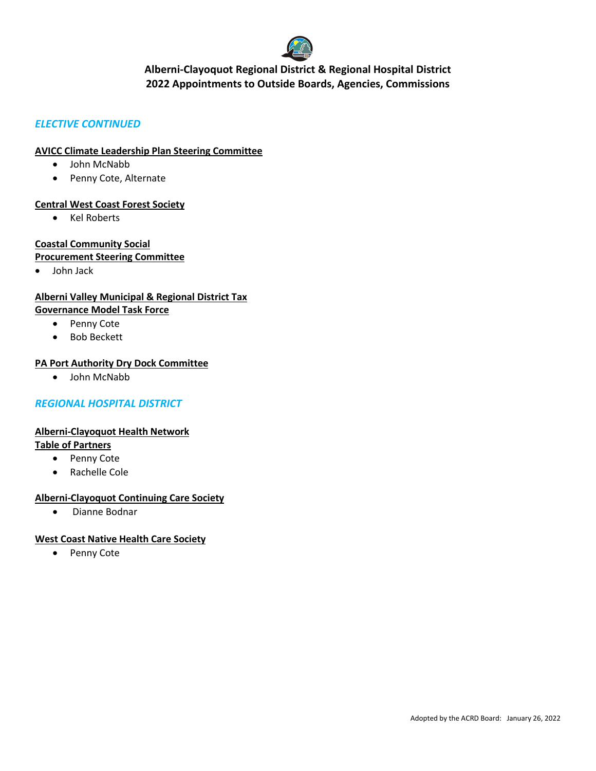**Alberni-Clayoquot Regional District & Regional Hospital District**
**2022 Appointments to Outside Boards, Agencies, Commissions**

## *ELECTIVE CONTINUED*

**AVICC Climate Leadership Plan Steering Committee**

- John McNabb
- Penny Cote, Alternate

**Central West Coast Forest Society**

- Kel Roberts

**Coastal Community Social Procurement Steering Committee**

- John Jack

**Alberni Valley Municipal & Regional District Tax Governance Model Task Force**

- Penny Cote
- Bob Beckett

**PA Port Authority Dry Dock Committee**

- John McNabb

## *REGIONAL HOSPITAL DISTRICT*

**Alberni-Clayoquot Health Network Table of Partners**

- Penny Cote
- Rachelle Cole

**Alberni-Clayoquot Continuing Care Society**

- Dianne Bodnar

**West Coast Native Health Care Society**

- Penny Cote

Adopted by the ACRD Board: January 26, 2022